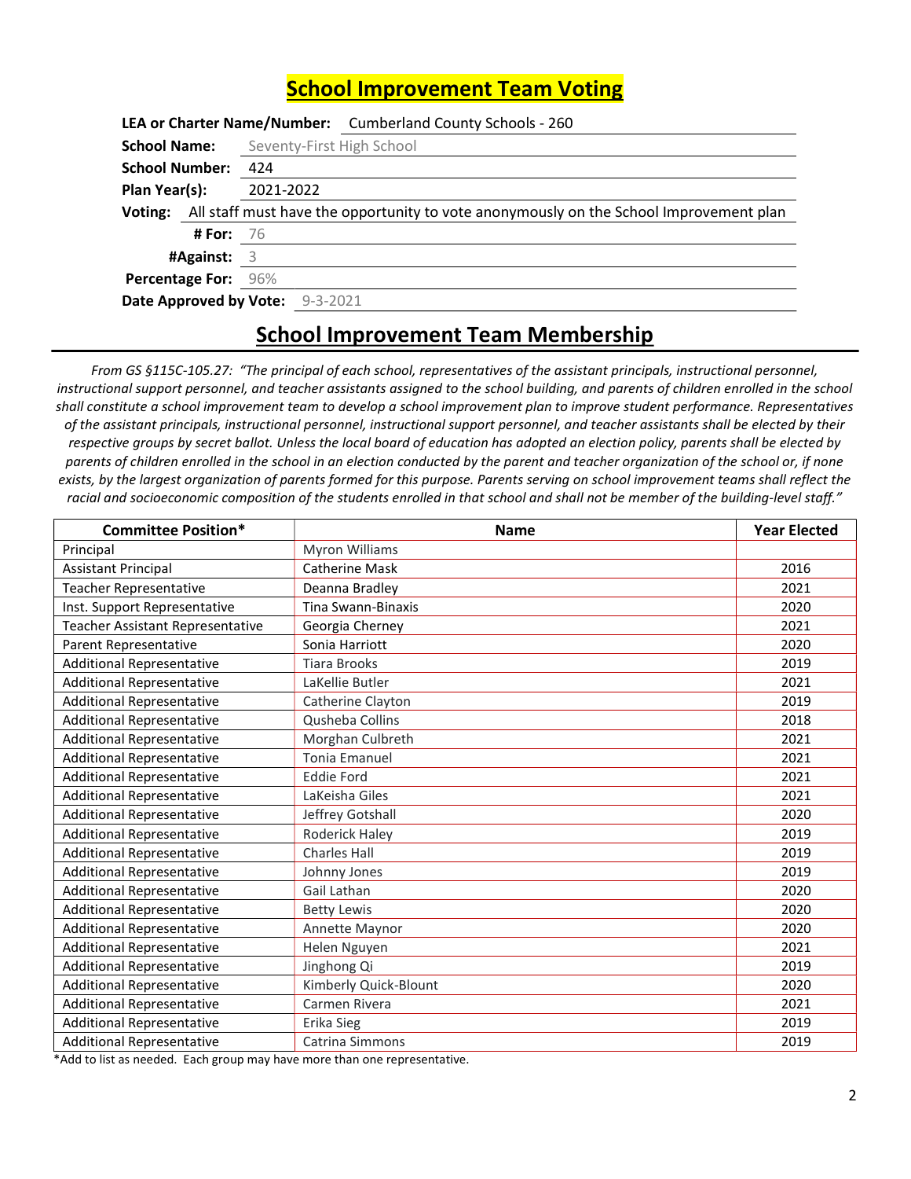# School Improvement Team Voting

**LEA or Charter Name/Number:** Cumberland County Schools - 260

**School Name:** Seventy-First High School

**School Number:** 424

**Plan Year(s):** 2021-2022

**Voting:** All staff must have the opportunity to vote anonymously on the School Improvement plan

**# For:** 76

**#Against:** 3

**Percentage For:** 96%

**Date Approved by Vote:** 9-3-2021

# School Improvement Team Membership

*From GS §115C-105.27: "The principal of each school, representatives of the assistant principals, instructional personnel, instructional support personnel, and teacher assistants assigned to the school building, and parents of children enrolled in the school shall constitute a school improvement team to develop a school improvement plan to improve student performance. Representatives of the assistant principals, instructional personnel, instructional support personnel, and teacher assistants shall be elected by their respective groups by secret ballot. Unless the local board of education has adopted an election policy, parents shall be elected by parents of children enrolled in the school in an election conducted by the parent and teacher organization of the school or, if none exists, by the largest organization of parents formed for this purpose. Parents serving on school improvement teams shall reflect the racial and socioeconomic composition of the students enrolled in that school and shall not be member of the building-level staff."*

| Committee Position* | Name | Year Elected |
|---|---|---|
| Principal | Myron Williams | |
| Assistant Principal | Catherine Mask | 2016 |
| Teacher Representative | Deanna Bradley | 2021 |
| Inst. Support Representative | Tina Swann-Binaxis | 2020 |
| Teacher Assistant Representative | Georgia Cherney | 2021 |
| Parent Representative | Sonia Harriott | 2020 |
| Additional Representative | Tiara Brooks | 2019 |
| Additional Representative | LaKellie Butler | 2021 |
| Additional Representative | Catherine Clayton | 2019 |
| Additional Representative | Qusheba Collins | 2018 |
| Additional Representative | Morghan Culbreth | 2021 |
| Additional Representative | Tonia Emanuel | 2021 |
| Additional Representative | Eddie Ford | 2021 |
| Additional Representative | LaKeisha Giles | 2021 |
| Additional Representative | Jeffrey Gotshall | 2020 |
| Additional Representative | Roderick Haley | 2019 |
| Additional Representative | Charles Hall | 2019 |
| Additional Representative | Johnny Jones | 2019 |
| Additional Representative | Gail Lathan | 2020 |
| Additional Representative | Betty Lewis | 2020 |
| Additional Representative | Annette Maynor | 2020 |
| Additional Representative | Helen Nguyen | 2021 |
| Additional Representative | Jinghong Qi | 2019 |
| Additional Representative | Kimberly Quick-Blount | 2020 |
| Additional Representative | Carmen Rivera | 2021 |
| Additional Representative | Erika Sieg | 2019 |
| Additional Representative | Catrina Simmons | 2019 |

*Add to list as needed. Each group may have more than one representative.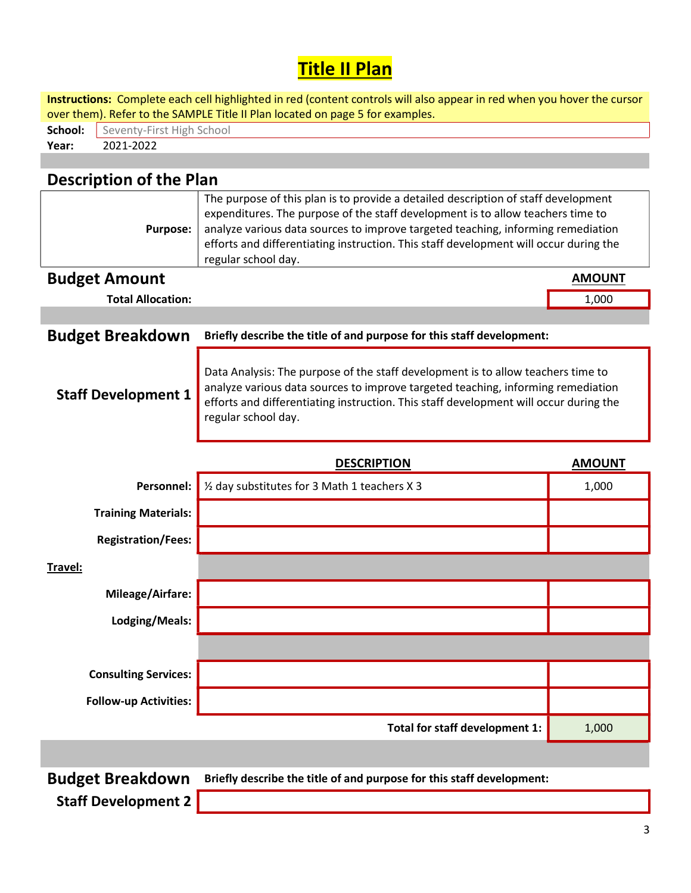# Title II Plan

**Instructions:** Complete each cell highlighted in red (content controls will also appear in red when you hover the cursor over them). Refer to the SAMPLE Title II Plan located on page 5 for examples.

**School:** Seventy-First High School
**Year:** 2021-2022

## Description of the Plan

**Purpose:** The purpose of this plan is to provide a detailed description of staff development expenditures. The purpose of the staff development is to allow teachers time to analyze various data sources to improve targeted teaching, informing remediation efforts and differentiating instruction. This staff development will occur during the regular school day.

## Budget Amount

| | AMOUNT |
|---|---|
| **Total Allocation:** | 1,000 |

## Budget Breakdown

**Briefly describe the title of and purpose for this staff development:**

### Staff Development 1

Data Analysis: The purpose of the staff development is to allow teachers time to analyze various data sources to improve targeted teaching, informing remediation efforts and differentiating instruction. This staff development will occur during the regular school day.

| | DESCRIPTION | AMOUNT |
|---|---|---|
| **Personnel:** | ½ day substitutes for 3 Math 1 teachers X 3 | 1,000 |
| **Training Materials:** | | |
| **Registration/Fees:** | | |
| **Travel:** | | |
| **Mileage/Airfare:** | | |
| **Lodging/Meals:** | | |
| **Consulting Services:** | | |
| **Follow-up Activities:** | | |
| | **Total for staff development 1:** | 1,000 |

## Budget Breakdown

**Briefly describe the title of and purpose for this staff development:**

### Staff Development 2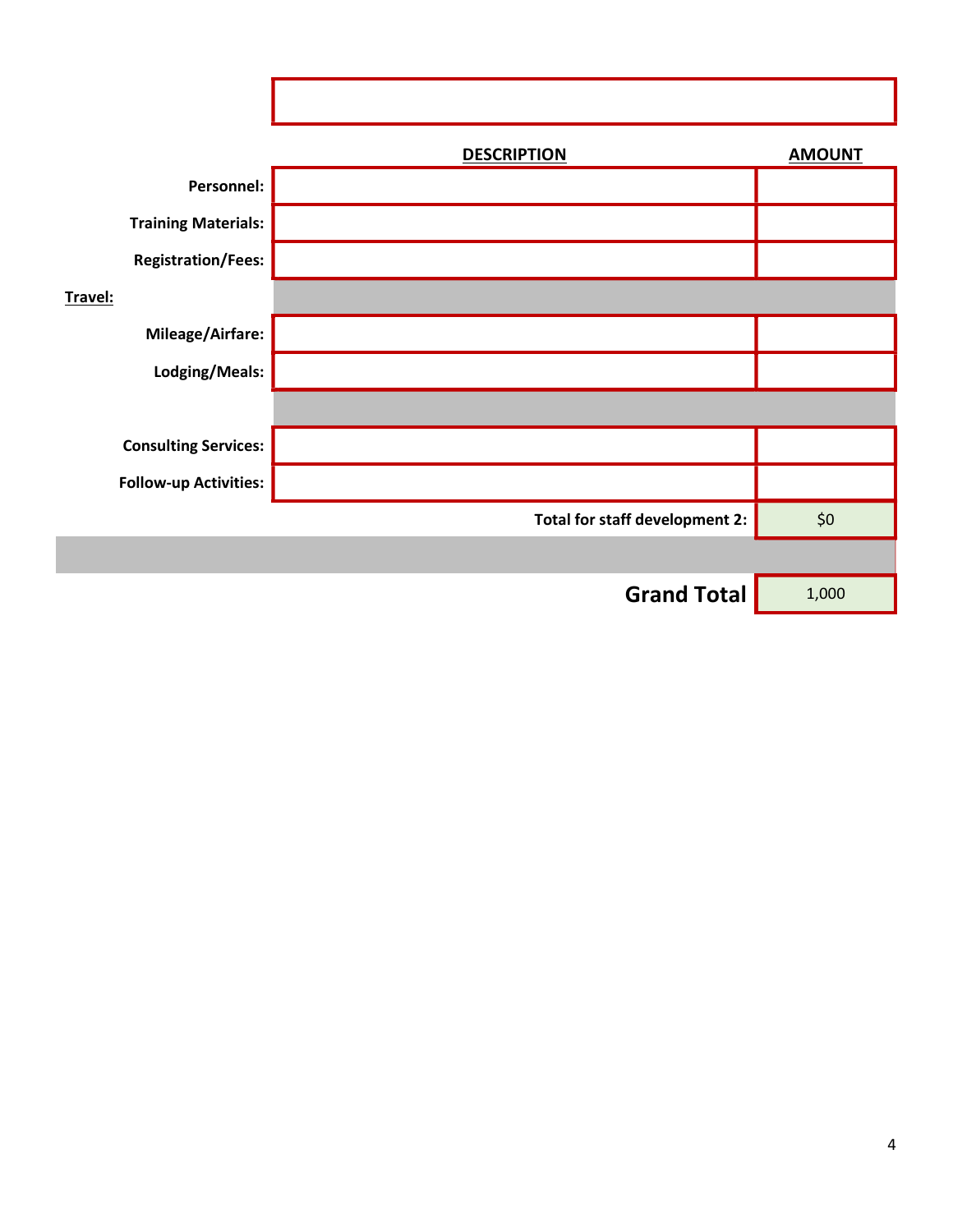| | DESCRIPTION | AMOUNT |
|---|---|---|
| **Personnel:** | | |
| **Training Materials:** | | |
| **Registration/Fees:** | | |
| **Travel:** | | |
| **Mileage/Airfare:** | | |
| **Lodging/Meals:** | | |
| | | |
| **Consulting Services:** | | |
| **Follow-up Activities:** | | |
| | **Total for staff development 2:** | $0 |
| | | |
| | **Grand Total** | 1,000 |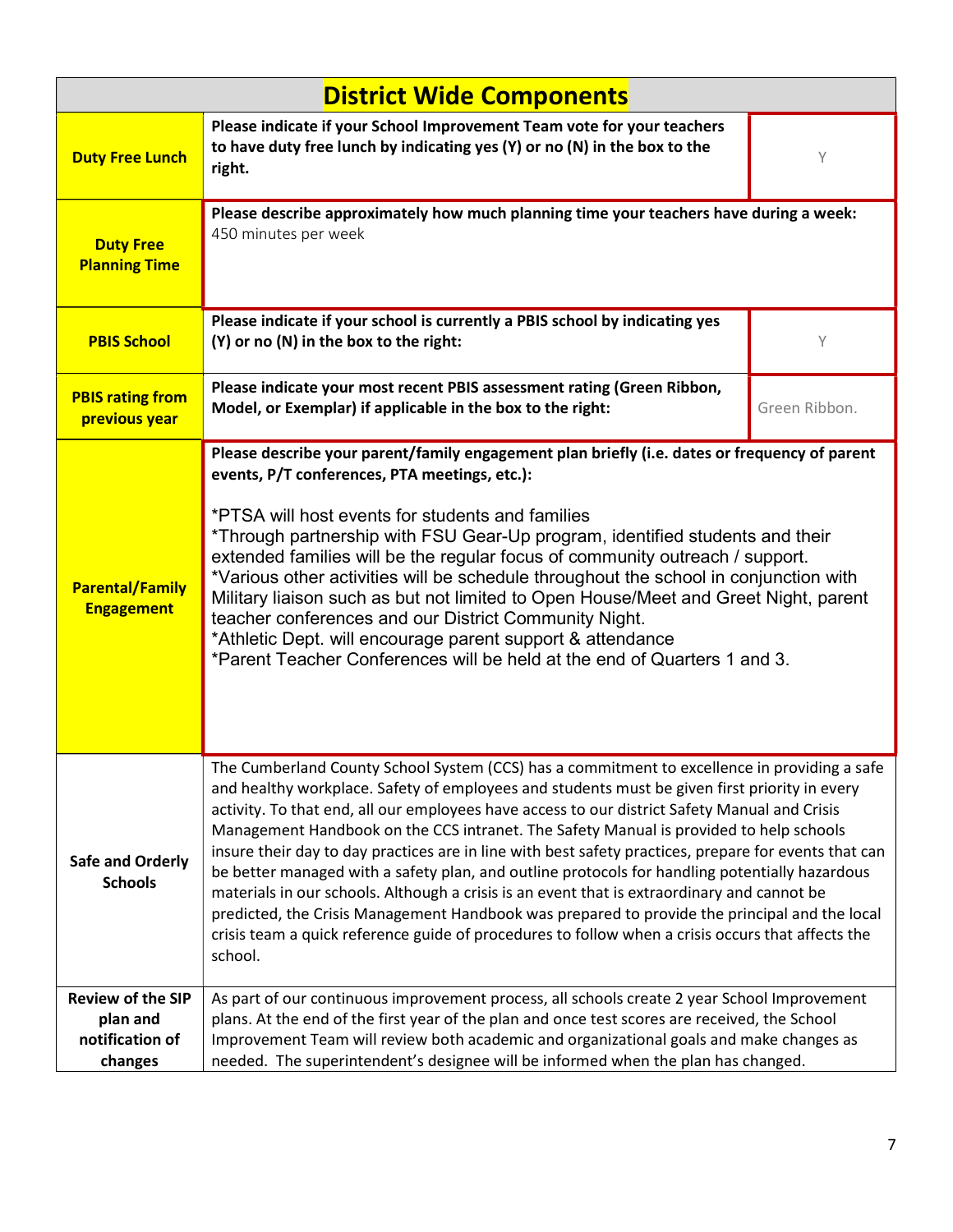| District Wide Components | | |
|---|---|---|
| **Duty Free Lunch** | **Please indicate if your School Improvement Team vote for your teachers to have duty free lunch by indicating yes (Y) or no (N) in the box to the right.** | Y |
| **Duty Free Planning Time** | **Please describe approximately how much planning time your teachers have during a week:** 450 minutes per week | |
| **PBIS School** | **Please indicate if your school is currently a PBIS school by indicating yes (Y) or no (N) in the box to the right:** | Y |
| **PBIS rating from previous year** | **Please indicate your most recent PBIS assessment rating (Green Ribbon, Model, or Exemplar) if applicable in the box to the right:** | Green Ribbon. |
| **Parental/Family Engagement** | **Please describe your parent/family engagement plan briefly (i.e. dates or frequency of parent events, P/T conferences, PTA meetings, etc.):**<br><br>*PTSA will host events for students and families<br>*Through partnership with FSU Gear-Up program, identified students and their extended families will be the regular focus of community outreach / support.<br>*Various other activities will be schedule throughout the school in conjunction with Military liaison such as but not limited to Open House/Meet and Greet Night, parent teacher conferences and our District Community Night.<br>*Athletic Dept. will encourage parent support & attendance<br>*Parent Teacher Conferences will be held at the end of Quarters 1 and 3. | |
| **Safe and Orderly Schools** | The Cumberland County School System (CCS) has a commitment to excellence in providing a safe and healthy workplace. Safety of employees and students must be given first priority in every activity. To that end, all our employees have access to our district Safety Manual and Crisis Management Handbook on the CCS intranet. The Safety Manual is provided to help schools insure their day to day practices are in line with best safety practices, prepare for events that can be better managed with a safety plan, and outline protocols for handling potentially hazardous materials in our schools. Although a crisis is an event that is extraordinary and cannot be predicted, the Crisis Management Handbook was prepared to provide the principal and the local crisis team a quick reference guide of procedures to follow when a crisis occurs that affects the school. | |
| **Review of the SIP plan and notification of changes** | As part of our continuous improvement process, all schools create 2 year School Improvement plans. At the end of the first year of the plan and once test scores are received, the School Improvement Team will review both academic and organizational goals and make changes as needed. The superintendent's designee will be informed when the plan has changed. | |